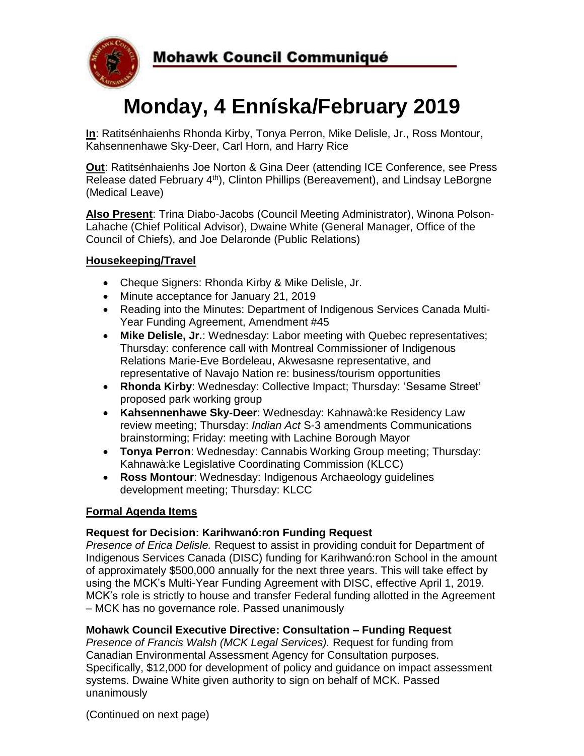**Mohawk Council Communiqué**

# Monday, 4 Enníska/February 2019

**In**: Ratitsénhaienhs Rhonda Kirby, Tonya Perron, Mike Delisle, Jr., Ross Montour, Kahsennenhawe Sky-Deer, Carl Horn, and Harry Rice

**Out**: Ratitsénhaienhs Joe Norton & Gina Deer (attending ICE Conference, see Press Release dated February 4th), Clinton Phillips (Bereavement), and Lindsay LeBorgne (Medical Leave)

**Also Present**: Trina Diabo-Jacobs (Council Meeting Administrator), Winona Polson-Lahache (Chief Political Advisor), Dwaine White (General Manager, Office of the Council of Chiefs), and Joe Delaronde (Public Relations)

## Housekeeping/Travel

- Cheque Signers: Rhonda Kirby & Mike Delisle, Jr.
- Minute acceptance for January 21, 2019
- Reading into the Minutes: Department of Indigenous Services Canada Multi-Year Funding Agreement, Amendment #45
- **Mike Delisle, Jr.**: Wednesday: Labor meeting with Quebec representatives; Thursday: conference call with Montreal Commissioner of Indigenous Relations Marie-Eve Bordeleau, Akwesasne representative, and representative of Navajo Nation re: business/tourism opportunities
- **Rhonda Kirby**: Wednesday: Collective Impact; Thursday: 'Sesame Street' proposed park working group
- **Kahsennenhawe Sky-Deer**: Wednesday: Kahnawà:ke Residency Law review meeting; Thursday: *Indian Act* S-3 amendments Communications brainstorming; Friday: meeting with Lachine Borough Mayor
- **Tonya Perron**: Wednesday: Cannabis Working Group meeting; Thursday: Kahnawà:ke Legislative Coordinating Commission (KLCC)
- **Ross Montour**: Wednesday: Indigenous Archaeology guidelines development meeting; Thursday: KLCC

## Formal Agenda Items

### Request for Decision: Karihwanó:ron Funding Request

*Presence of Erica Delisle.* Request to assist in providing conduit for Department of Indigenous Services Canada (DISC) funding for Karihwanó:ron School in the amount of approximately $500,000 annually for the next three years. This will take effect by using the MCK's Multi-Year Funding Agreement with DISC, effective April 1, 2019. MCK's role is strictly to house and transfer Federal funding allotted in the Agreement – MCK has no governance role. Passed unanimously

### Mohawk Council Executive Directive: Consultation – Funding Request

*Presence of Francis Walsh (MCK Legal Services).* Request for funding from Canadian Environmental Assessment Agency for Consultation purposes. Specifically, $12,000 for development of policy and guidance on impact assessment systems. Dwaine White given authority to sign on behalf of MCK. Passed unanimously

(Continued on next page)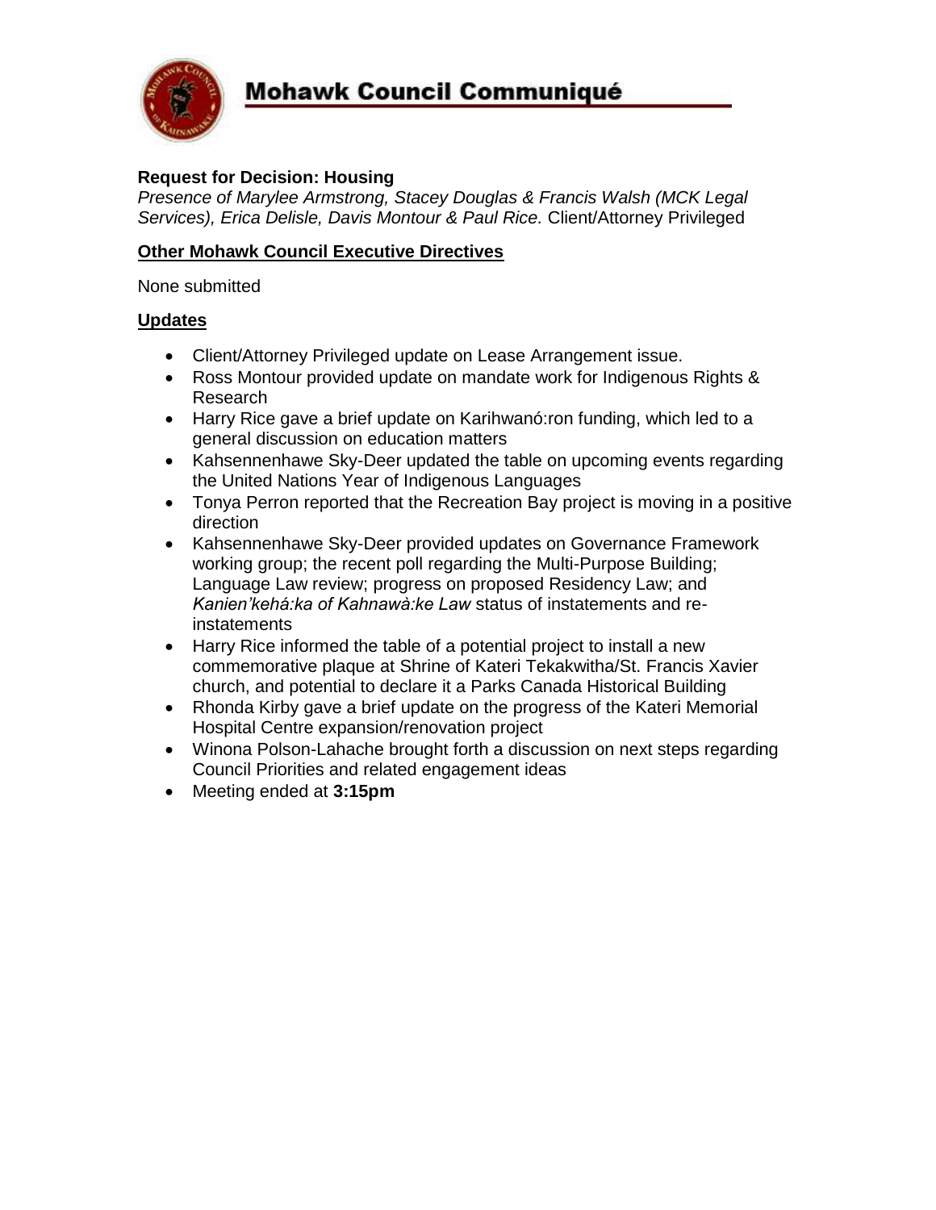**Request for Decision: Housing**
*Presence of Marylee Armstrong, Stacey Douglas & Francis Walsh (MCK Legal Services), Erica Delisle, Davis Montour & Paul Rice.* Client/Attorney Privileged

**Other Mohawk Council Executive Directives**

None submitted

**Updates**

- Client/Attorney Privileged update on Lease Arrangement issue.
- Ross Montour provided update on mandate work for Indigenous Rights & Research
- Harry Rice gave a brief update on Karihwanó:ron funding, which led to a general discussion on education matters
- Kahsennenhawe Sky-Deer updated the table on upcoming events regarding the United Nations Year of Indigenous Languages
- Tonya Perron reported that the Recreation Bay project is moving in a positive direction
- Kahsennenhawe Sky-Deer provided updates on Governance Framework working group; the recent poll regarding the Multi-Purpose Building; Language Law review; progress on proposed Residency Law; and *Kanien'kehá:ka of Kahnawà:ke Law* status of instatements and re-instatements
- Harry Rice informed the table of a potential project to install a new commemorative plaque at Shrine of Kateri Tekakwitha/St. Francis Xavier church, and potential to declare it a Parks Canada Historical Building
- Rhonda Kirby gave a brief update on the progress of the Kateri Memorial Hospital Centre expansion/renovation project
- Winona Polson-Lahache brought forth a discussion on next steps regarding Council Priorities and related engagement ideas
- Meeting ended at **3:15pm**